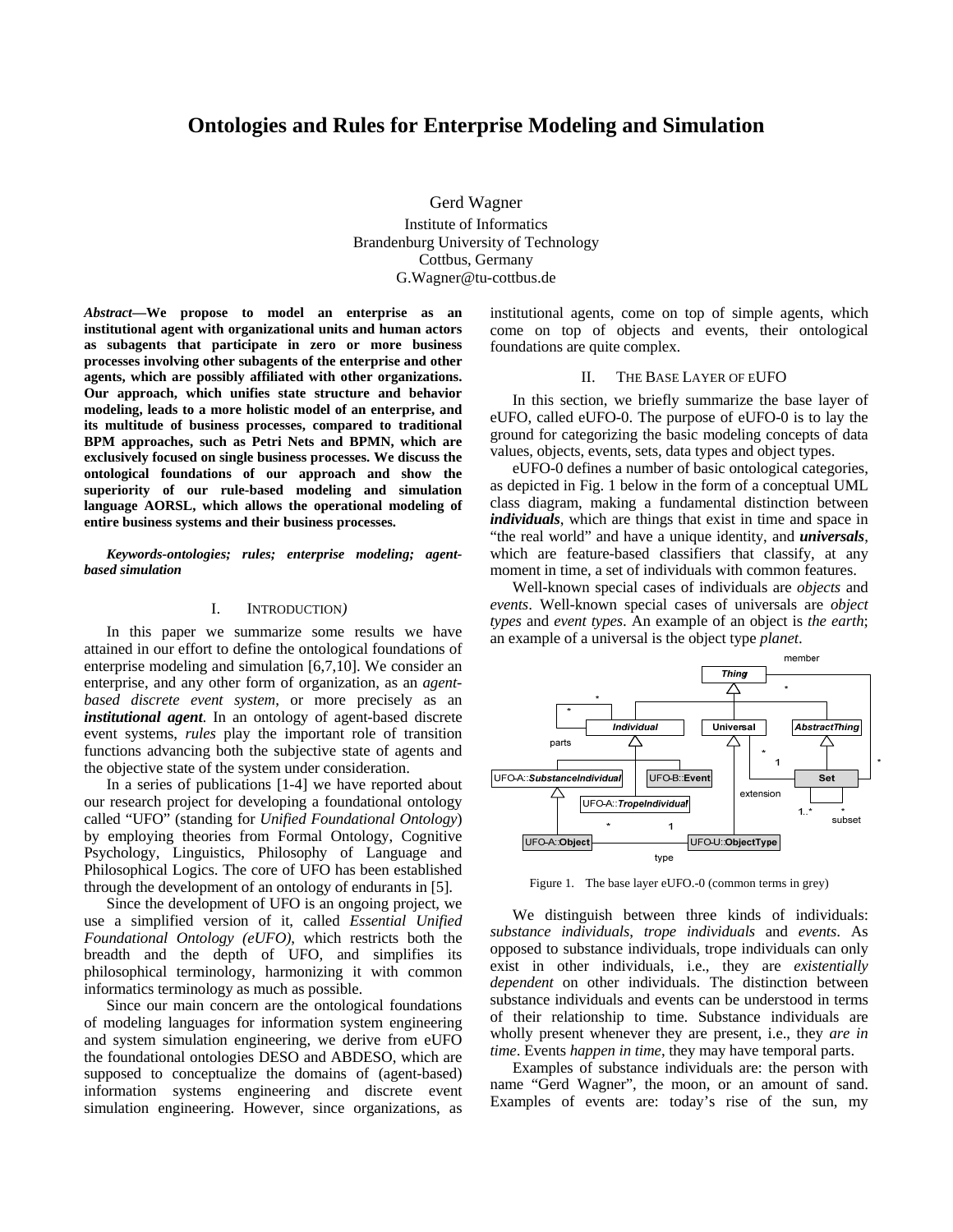# Ontologies and Rules for Enterprise Modeling and Simulation

Gerd Wagner
Institute of Informatics
Brandenburg University of Technology
Cottbus, Germany
G.Wagner@tu-cottbus.de

***Abstract*—We propose to model an enterprise as an institutional agent with organizational units and human actors as subagents that participate in zero or more business processes involving other subagents of the enterprise and other agents, which are possibly affiliated with other organizations. Our approach, which unifies state structure and behavior modeling, leads to a more holistic model of an enterprise, and its multitude of business processes, compared to traditional BPM approaches, such as Petri Nets and BPMN, which are exclusively focused on single business processes. We discuss the ontological foundations of our approach and show the superiority of our rule-based modeling and simulation language AORSL, which allows the operational modeling of entire business systems and their business processes.**

***Keywords-ontologies; rules; enterprise modeling; agent-based simulation***

## I. Introduction*)*

In this paper we summarize some results we have attained in our effort to define the ontological foundations of enterprise modeling and simulation [6,7,10]. We consider an enterprise, and any other form of organization, as an *agent-based discrete event system*, or more precisely as an ***institutional agent***. In an ontology of agent-based discrete event systems, *rules* play the important role of transition functions advancing both the subjective state of agents and the objective state of the system under consideration.

In a series of publications [1-4] we have reported about our research project for developing a foundational ontology called "UFO" (standing for *Unified Foundational Ontology*) by employing theories from Formal Ontology, Cognitive Psychology, Linguistics, Philosophy of Language and Philosophical Logics. The core of UFO has been established through the development of an ontology of endurants in [5].

Since the development of UFO is an ongoing project, we use a simplified version of it, called *Essential Unified Foundational Ontology (eUFO)*, which restricts both the breadth and the depth of UFO, and simplifies its philosophical terminology, harmonizing it with common informatics terminology as much as possible.

Since our main concern are the ontological foundations of modeling languages for information system engineering and system simulation engineering, we derive from eUFO the foundational ontologies DESO and ABDESO, which are supposed to conceptualize the domains of (agent-based) information systems engineering and discrete event simulation engineering. However, since organizations, as institutional agents, come on top of simple agents, which come on top of objects and events, their ontological foundations are quite complex.

## II. The Base Layer of eUFO

In this section, we briefly summarize the base layer of eUFO, called eUFO-0. The purpose of eUFO-0 is to lay the ground for categorizing the basic modeling concepts of data values, objects, events, sets, data types and object types.

eUFO-0 defines a number of basic ontological categories, as depicted in Fig. 1 below in the form of a conceptual UML class diagram, making a fundamental distinction between ***individuals***, which are things that exist in time and space in "the real world" and have a unique identity, and ***universals***, which are feature-based classifiers that classify, at any moment in time, a set of individuals with common features.

Well-known special cases of individuals are *objects* and *events*. Well-known special cases of universals are *object types* and *event types*. An example of an object is *the earth*; an example of a universal is the object type *planet*.

Figure 1. The base layer eUFO.-0 (common terms in grey)

We distinguish between three kinds of individuals: *substance individuals*, *trope individuals* and *events*. As opposed to substance individuals, trope individuals can only exist in other individuals, i.e., they are *existentially dependent* on other individuals. The distinction between substance individuals and events can be understood in terms of their relationship to time. Substance individuals are wholly present whenever they are present, i.e., they *are in time*. Events *happen in time*, they may have temporal parts.

Examples of substance individuals are: the person with name "Gerd Wagner", the moon, or an amount of sand. Examples of events are: today's rise of the sun, my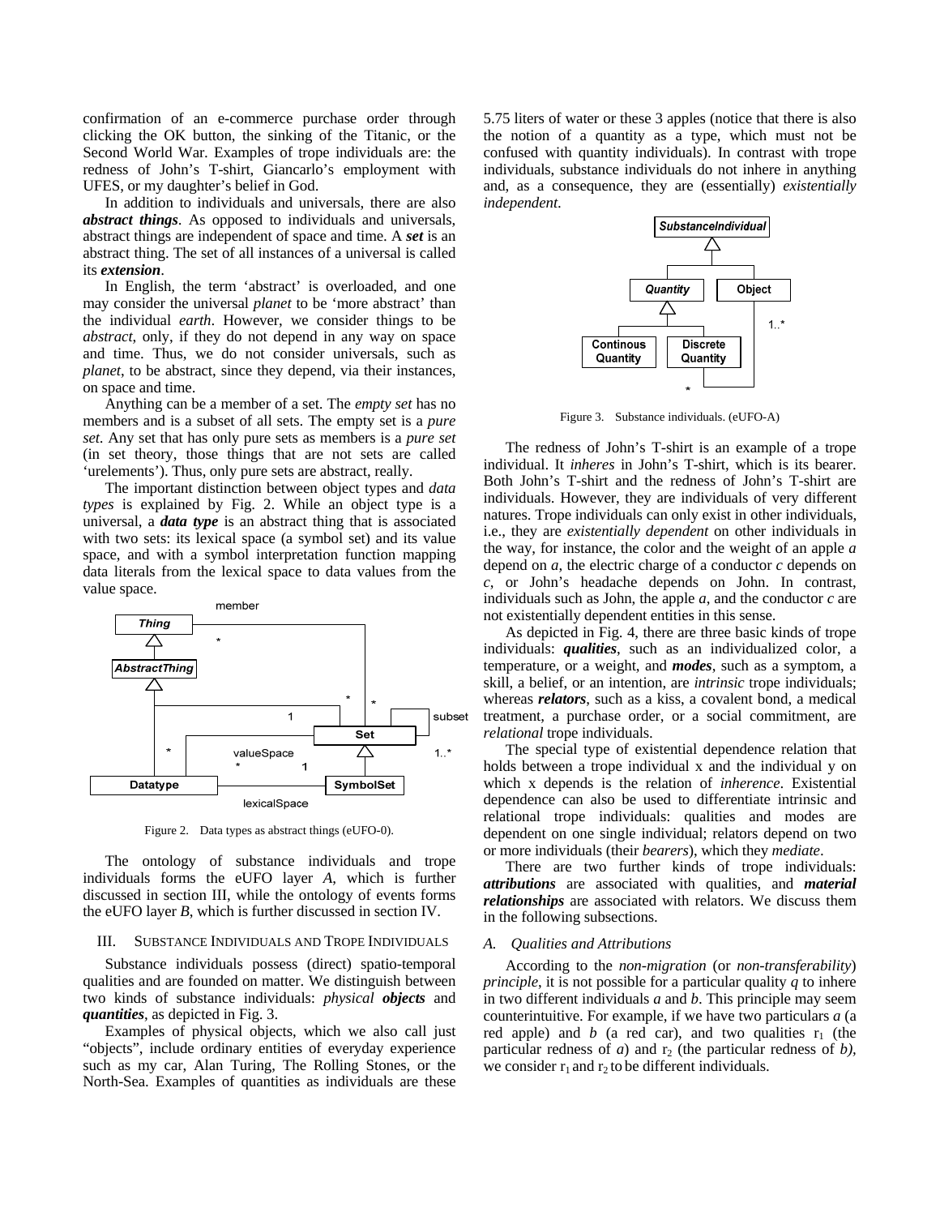confirmation of an e-commerce purchase order through clicking the OK button, the sinking of the Titanic, or the Second World War. Examples of trope individuals are: the redness of John's T-shirt, Giancarlo's employment with UFES, or my daughter's belief in God.

In addition to individuals and universals, there are also ***abstract things***. As opposed to individuals and universals, abstract things are independent of space and time. A ***set*** is an abstract thing. The set of all instances of a universal is called its ***extension***.

In English, the term 'abstract' is overloaded, and one may consider the universal *planet* to be 'more abstract' than the individual *earth*. However, we consider things to be *abstract*, only, if they do not depend in any way on space and time. Thus, we do not consider universals, such as *planet*, to be abstract, since they depend, via their instances, on space and time.

Anything can be a member of a set. The *empty set* has no members and is a subset of all sets. The empty set is a *pure set*. Any set that has only pure sets as members is a *pure set* (in set theory, those things that are not sets are called 'urelements'). Thus, only pure sets are abstract, really.

The important distinction between object types and *data types* is explained by Fig. 2. While an object type is a universal, a ***data type*** is an abstract thing that is associated with two sets: its lexical space (a symbol set) and its value space, and with a symbol interpretation function mapping data literals from the lexical space to data values from the value space.

member
Thing
*
AbstractThing
*
*
1
subset
Set
*
valueSpace
1..*
*
1
Datatype
SymbolSet
lexicalSpace

Figure 2. Data types as abstract things (eUFO-0).

The ontology of substance individuals and trope individuals forms the eUFO layer *A*, which is further discussed in section III, while the ontology of events forms the eUFO layer *B*, which is further discussed in section IV.

## III. Substance Individuals and Trope Individuals

Substance individuals possess (direct) spatio-temporal qualities and are founded on matter. We distinguish between two kinds of substance individuals: *physical* ***objects*** and ***quantities***, as depicted in Fig. 3.

Examples of physical objects, which we also call just "objects", include ordinary entities of everyday experience such as my car, Alan Turing, The Rolling Stones, or the North-Sea. Examples of quantities as individuals are these 5.75 liters of water or these 3 apples (notice that there is also the notion of a quantity as a type, which must not be confused with quantity individuals). In contrast with trope individuals, substance individuals do not inhere in anything and, as a consequence, they are (essentially) *existentially independent*.

SubstanceIndividual
Quantity
Object
1..*
Continous Quantity
Discrete Quantity
*

Figure 3. Substance individuals. (eUFO-A)

The redness of John's T-shirt is an example of a trope individual. It *inheres* in John's T-shirt, which is its bearer. Both John's T-shirt and the redness of John's T-shirt are individuals. However, they are individuals of very different natures. Trope individuals can only exist in other individuals, i.e., they are *existentially dependent* on other individuals in the way, for instance, the color and the weight of an apple *a* depend on *a*, the electric charge of a conductor *c* depends on *c*, or John's headache depends on John. In contrast, individuals such as John, the apple *a*, and the conductor *c* are not existentially dependent entities in this sense.

As depicted in Fig. 4, there are three basic kinds of trope individuals: ***qualities***, such as an individualized color, a temperature, or a weight, and ***modes***, such as a symptom, a skill, a belief, or an intention, are *intrinsic* trope individuals; whereas ***relators***, such as a kiss, a covalent bond, a medical treatment, a purchase order, or a social commitment, are *relational* trope individuals.

The special type of existential dependence relation that holds between a trope individual x and the individual y on which x depends is the relation of *inherence*. Existential dependence can also be used to differentiate intrinsic and relational trope individuals: qualities and modes are dependent on one single individual; relators depend on two or more individuals (their *bearers*), which they *mediate*.

There are two further kinds of trope individuals: ***attributions*** are associated with qualities, and ***material relationships*** are associated with relators. We discuss them in the following subsections.

### A. Qualities and Attributions

According to the *non-migration* (or *non-transferability*) *principle*, it is not possible for a particular quality *q* to inhere in two different individuals *a* and *b*. This principle may seem counterintuitive. For example, if we have two particulars *a* (a red apple) and *b* (a red car), and two qualities $r_1$ (the particular redness of *a*) and $r_2$ (the particular redness of *b*), we consider $r_1$ and $r_2$ to be different individuals.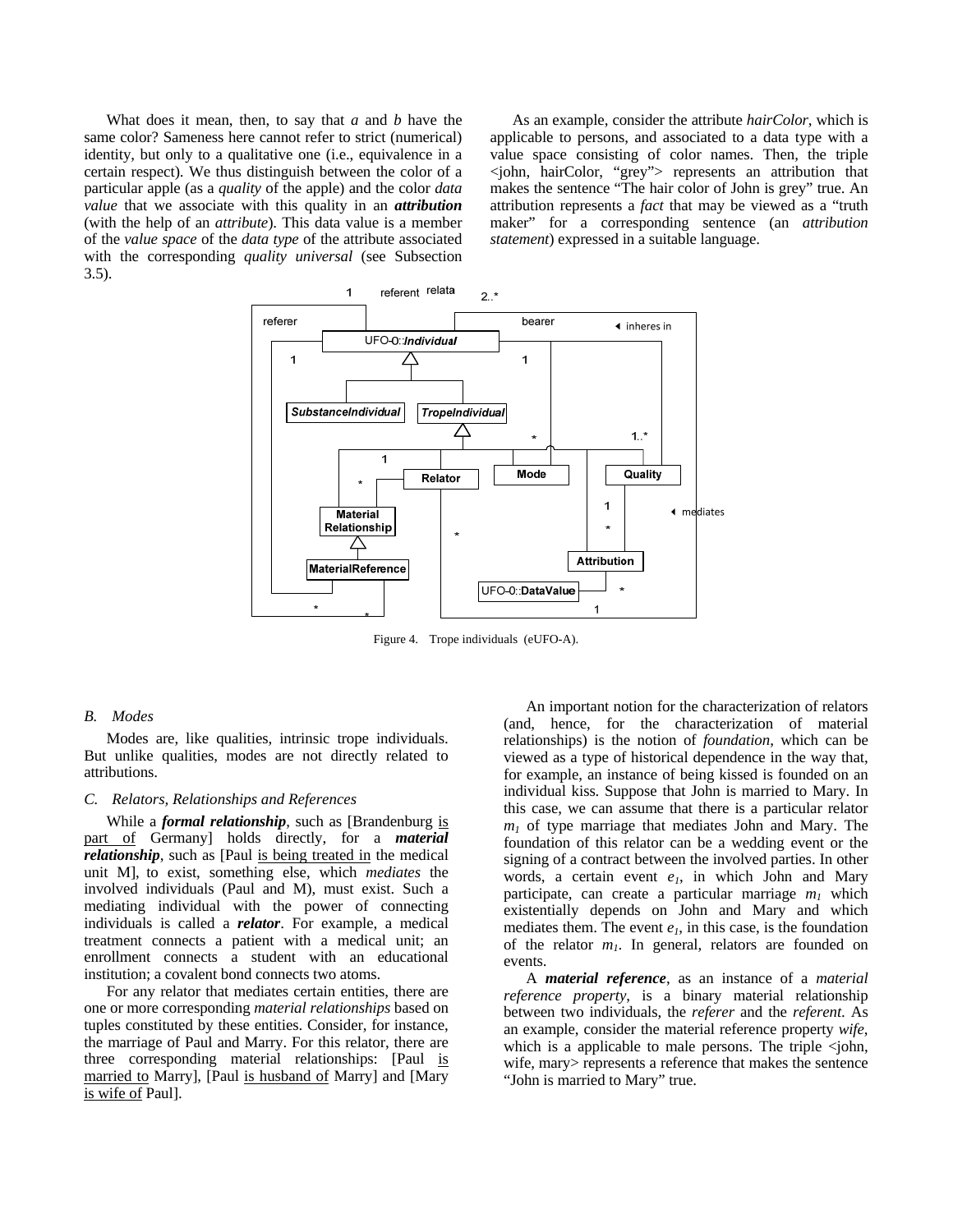What does it mean, then, to say that *a* and *b* have the same color? Sameness here cannot refer to strict (numerical) identity, but only to a qualitative one (i.e., equivalence in a certain respect). We thus distinguish between the color of a particular apple (as a *quality* of the apple) and the color *data value* that we associate with this quality in an ***attribution*** (with the help of an *attribute*). This data value is a member of the *value space* of the *data type* of the attribute associated with the corresponding *quality universal* (see Subsection 3.5).

As an example, consider the attribute *hairColor*, which is applicable to persons, and associated to a data type with a value space consisting of color names. Then, the triple <john, hairColor, "grey"> represents an attribution that makes the sentence "The hair color of John is grey" true. An attribution represents a *fact* that may be viewed as a "truth maker" for a corresponding sentence (an *attribution statement*) expressed in a suitable language.

1
referent
relata
2..*
referer
bearer
◂ inheres in
UFO-0::*Individual*
1
1
*SubstanceIndividual*
*TropeIndividual*
*
1..*
1
Relator
Mode
Quality
*
Material Relationship
1
◂ mediates
*
*
MaterialReference
Attribution
UFO-0::DataValue
*
*
*
1

Figure 4. Trope individuals (eUFO-A).

### *B. Modes*

Modes are, like qualities, intrinsic trope individuals. But unlike qualities, modes are not directly related to attributions.

### *C. Relators, Relationships and References*

While a ***formal relationship***, such as [Brandenburg is part of Germany] holds directly, for a ***material relationship***, such as [Paul is being treated in the medical unit M], to exist, something else, which *mediates* the involved individuals (Paul and M), must exist. Such a mediating individual with the power of connecting individuals is called a ***relator***. For example, a medical treatment connects a patient with a medical unit; an enrollment connects a student with an educational institution; a covalent bond connects two atoms.

For any relator that mediates certain entities, there are one or more corresponding *material relationships* based on tuples constituted by these entities. Consider, for instance, the marriage of Paul and Marry. For this relator, there are three corresponding material relationships: [Paul is married to Marry], [Paul is husband of Marry] and [Mary is wife of Paul].

An important notion for the characterization of relators (and, hence, for the characterization of material relationships) is the notion of *foundation*, which can be viewed as a type of historical dependence in the way that, for example, an instance of being kissed is founded on an individual kiss. Suppose that John is married to Mary. In this case, we can assume that there is a particular relator $m_1$ of type marriage that mediates John and Mary. The foundation of this relator can be a wedding event or the signing of a contract between the involved parties. In other words, a certain event $e_1$, in which John and Mary participate, can create a particular marriage $m_1$ which existentially depends on John and Mary and which mediates them. The event $e_1$, in this case, is the foundation of the relator $m_1$. In general, relators are founded on events.

A ***material reference***, as an instance of a *material reference property*, is a binary material relationship between two individuals, the *referer* and the *referent*. As an example, consider the material reference property *wife*, which is a applicable to male persons. The triple <john, wife, mary> represents a reference that makes the sentence "John is married to Mary" true.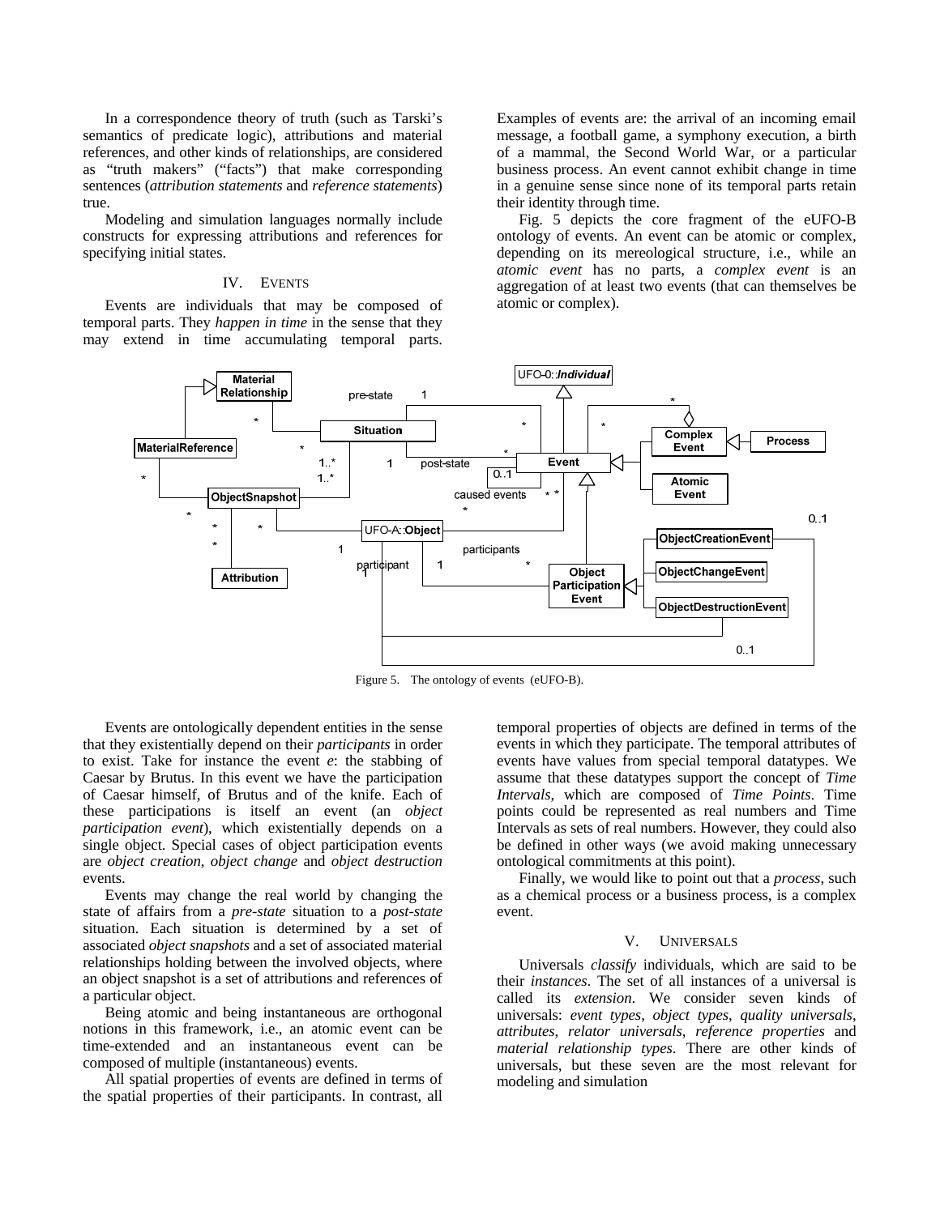In a correspondence theory of truth (such as Tarski's semantics of predicate logic), attributions and material references, and other kinds of relationships, are considered as "truth makers" ("facts") that make corresponding sentences (*attribution statements* and *reference statements*) true.

Modeling and simulation languages normally include constructs for expressing attributions and references for specifying initial states.

## IV. Events

Events are individuals that may be composed of temporal parts. They *happen in time* in the sense that they may extend in time accumulating temporal parts. Examples of events are: the arrival of an incoming email message, a football game, a symphony execution, a birth of a mammal, the Second World War, or a particular business process. An event cannot exhibit change in time in a genuine sense since none of its temporal parts retain their identity through time.

Fig. 5 depicts the core fragment of the eUFO-B ontology of events. An event can be atomic or complex, depending on its mereological structure, i.e., while an *atomic event* has no parts, a *complex event* is an aggregation of at least two events (that can themselves be atomic or complex).

Figure 5. The ontology of events (eUFO-B).

Events are ontologically dependent entities in the sense that they existentially depend on their *participants* in order to exist. Take for instance the event *e*: the stabbing of Caesar by Brutus. In this event we have the participation of Caesar himself, of Brutus and of the knife. Each of these participations is itself an event (an *object participation event*), which existentially depends on a single object. Special cases of object participation events are *object creation*, *object change* and *object destruction* events.

Events may change the real world by changing the state of affairs from a *pre-state* situation to a *post-state* situation. Each situation is determined by a set of associated *object snapshots* and a set of associated material relationships holding between the involved objects, where an object snapshot is a set of attributions and references of a particular object.

Being atomic and being instantaneous are orthogonal notions in this framework, i.e., an atomic event can be time-extended and an instantaneous event can be composed of multiple (instantaneous) events.

All spatial properties of events are defined in terms of the spatial properties of their participants. In contrast, all temporal properties of objects are defined in terms of the events in which they participate. The temporal attributes of events have values from special temporal datatypes. We assume that these datatypes support the concept of *Time Intervals*, which are composed of *Time Points*. Time points could be represented as real numbers and Time Intervals as sets of real numbers. However, they could also be defined in other ways (we avoid making unnecessary ontological commitments at this point).

Finally, we would like to point out that a *process*, such as a chemical process or a business process, is a complex event.

## V. Universals

Universals *classify* individuals, which are said to be their *instances*. The set of all instances of a universal is called its *extension*. We consider seven kinds of universals: *event types*, *object types*, *quality universals*, *attributes*, *relator universals*, *reference properties* and *material relationship types*. There are other kinds of universals, but these seven are the most relevant for modeling and simulation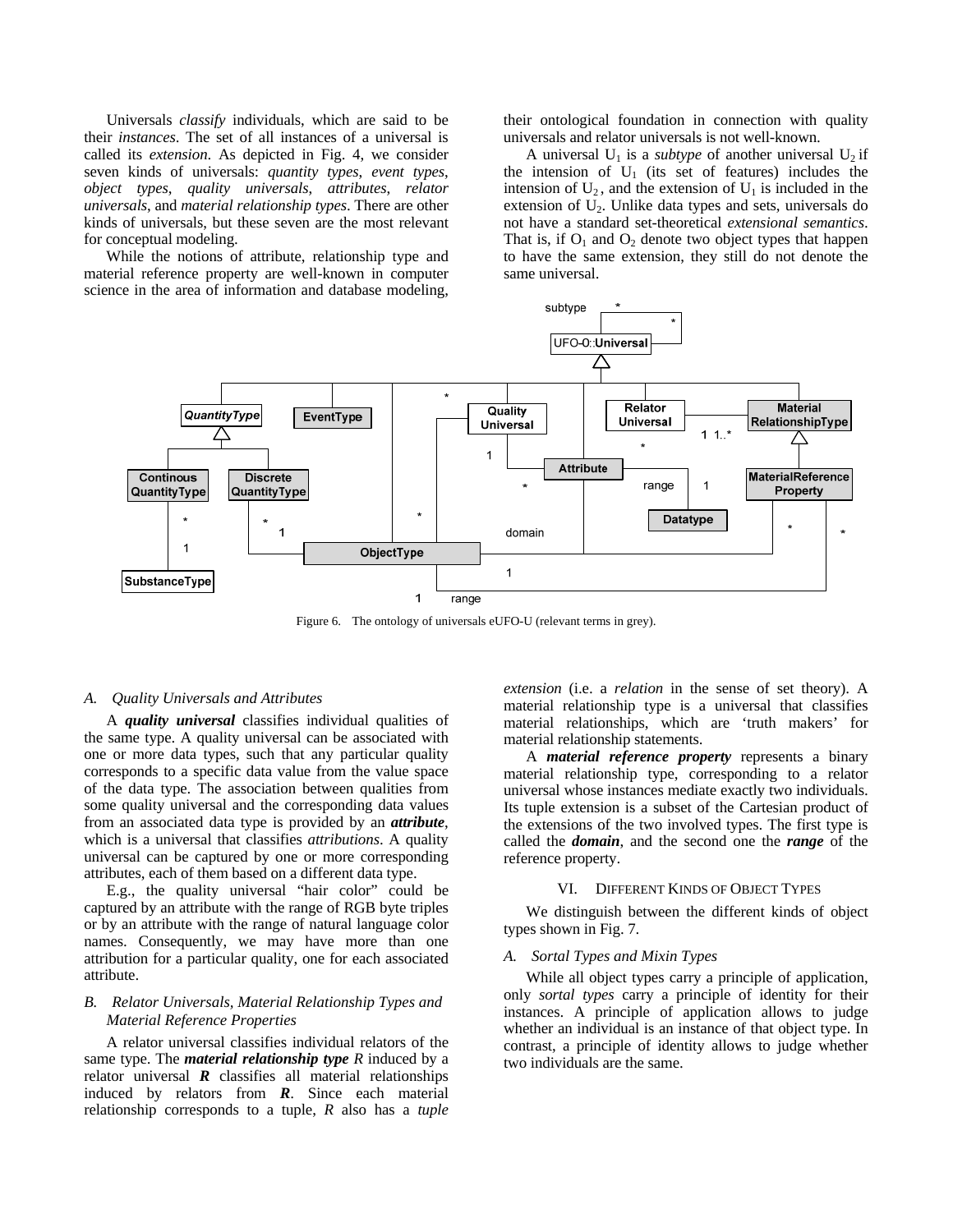Universals *classify* individuals, which are said to be their *instances*. The set of all instances of a universal is called its *extension*. As depicted in Fig. 4, we consider seven kinds of universals: *quantity types*, *event types*, *object types*, *quality universals*, *attributes*, *relator universals*, and *material relationship types*. There are other kinds of universals, but these seven are the most relevant for conceptual modeling.

While the notions of attribute, relationship type and material reference property are well-known in computer science in the area of information and database modeling, their ontological foundation in connection with quality universals and relator universals is not well-known.

A universal $U_1$ is a *subtype* of another universal $U_2$ if the intension of $U_1$ (its set of features) includes the intension of $U_2$, and the extension of $U_1$ is included in the extension of $U_2$. Unlike data types and sets, universals do not have a standard set-theoretical *extensional semantics*. That is, if $O_1$ and $O_2$ denote two object types that happen to have the same extension, they still do not denote the same universal.

subtype
*
*
UFO-0::Universal
QuantityType
EventType
Quality Universal
Relator Universal
Material RelationshipType
Continous QuantityType
Discrete QuantityType
Attribute
MaterialReference Property
Datatype
SubstanceType
ObjectType
range
domain
1 1..*

Figure 6. The ontology of universals eUFO-U (relevant terms in grey).

### A. Quality Universals and Attributes

A ***quality universal*** classifies individual qualities of the same type. A quality universal can be associated with one or more data types, such that any particular quality corresponds to a specific data value from the value space of the data type. The association between qualities from some quality universal and the corresponding data values from an associated data type is provided by an ***attribute***, which is a universal that classifies *attributions*. A quality universal can be captured by one or more corresponding attributes, each of them based on a different data type.

E.g., the quality universal "hair color" could be captured by an attribute with the range of RGB byte triples or by an attribute with the range of natural language color names. Consequently, we may have more than one attribution for a particular quality, one for each associated attribute.

### B. Relator Universals, Material Relationship Types and Material Reference Properties

A relator universal classifies individual relators of the same type. The ***material relationship type*** *R* induced by a relator universal ***R*** classifies all material relationships induced by relators from ***R***. Since each material relationship corresponds to a tuple, *R* also has a *tuple extension* (i.e. a *relation* in the sense of set theory). A material relationship type is a universal that classifies material relationships, which are 'truth makers' for material relationship statements.

A ***material reference property*** represents a binary material relationship type, corresponding to a relator universal whose instances mediate exactly two individuals. Its tuple extension is a subset of the Cartesian product of the extensions of the two involved types. The first type is called the ***domain***, and the second one the ***range*** of the reference property.

## VI. Different Kinds of Object Types

We distinguish between the different kinds of object types shown in Fig. 7.

### A. Sortal Types and Mixin Types

While all object types carry a principle of application, only *sortal types* carry a principle of identity for their instances. A principle of application allows to judge whether an individual is an instance of that object type. In contrast, a principle of identity allows to judge whether two individuals are the same.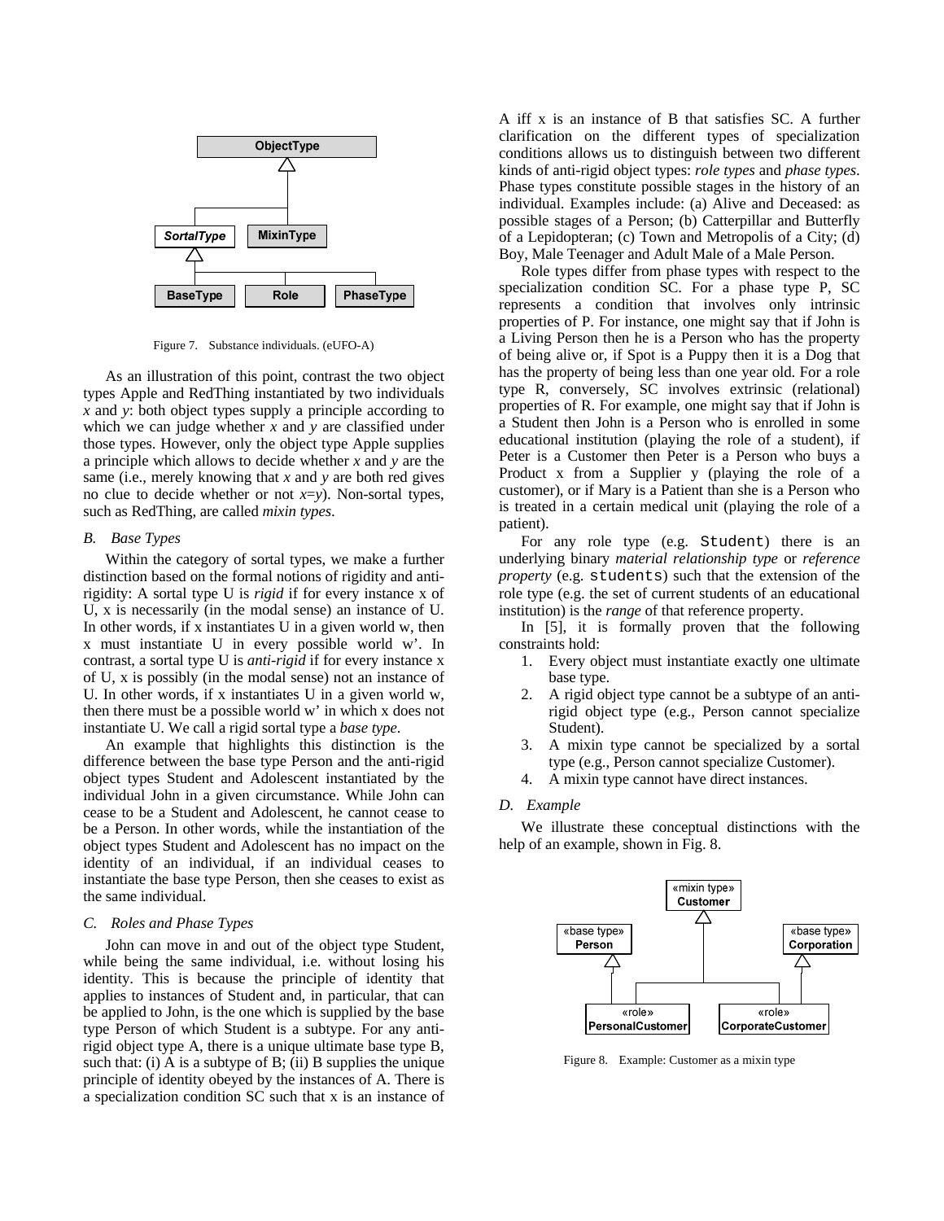ObjectType

SortalType

MixinType

BaseType

Role

PhaseType

Figure 7. Substance individuals. (eUFO-A)

As an illustration of this point, contrast the two object types Apple and RedThing instantiated by two individuals *x* and *y*: both object types supply a principle according to which we can judge whether *x* and *y* are classified under those types. However, only the object type Apple supplies a principle which allows to decide whether *x* and *y* are the same (i.e., merely knowing that *x* and *y* are both red gives no clue to decide whether or not *x*=*y*). Non-sortal types, such as RedThing, are called *mixin types*.

### *B. Base Types*

Within the category of sortal types, we make a further distinction based on the formal notions of rigidity and anti-rigidity: A sortal type U is *rigid* if for every instance x of U, x is necessarily (in the modal sense) an instance of U. In other words, if x instantiates U in a given world w, then x must instantiate U in every possible world w'. In contrast, a sortal type U is *anti-rigid* if for every instance x of U, x is possibly (in the modal sense) not an instance of U. In other words, if x instantiates U in a given world w, then there must be a possible world w' in which x does not instantiate U. We call a rigid sortal type a *base type*.

An example that highlights this distinction is the difference between the base type Person and the anti-rigid object types Student and Adolescent instantiated by the individual John in a given circumstance. While John can cease to be a Student and Adolescent, he cannot cease to be a Person. In other words, while the instantiation of the object types Student and Adolescent has no impact on the identity of an individual, if an individual ceases to instantiate the base type Person, then she ceases to exist as the same individual.

### *C. Roles and Phase Types*

John can move in and out of the object type Student, while being the same individual, i.e. without losing his identity. This is because the principle of identity that applies to instances of Student and, in particular, that can be applied to John, is the one which is supplied by the base type Person of which Student is a subtype. For any anti-rigid object type A, there is a unique ultimate base type B, such that: (i) A is a subtype of B; (ii) B supplies the unique principle of identity obeyed by the instances of A. There is a specialization condition SC such that x is an instance of A iff x is an instance of B that satisfies SC. A further clarification on the different types of specialization conditions allows us to distinguish between two different kinds of anti-rigid object types: *role types* and *phase types*. Phase types constitute possible stages in the history of an individual. Examples include: (a) Alive and Deceased: as possible stages of a Person; (b) Catterpillar and Butterfly of a Lepidopteran; (c) Town and Metropolis of a City; (d) Boy, Male Teenager and Adult Male of a Male Person.

Role types differ from phase types with respect to the specialization condition SC. For a phase type P, SC represents a condition that involves only intrinsic properties of P. For instance, one might say that if John is a Living Person then he is a Person who has the property of being alive or, if Spot is a Puppy then it is a Dog that has the property of being less than one year old. For a role type R, conversely, SC involves extrinsic (relational) properties of R. For example, one might say that if John is a Student then John is a Person who is enrolled in some educational institution (playing the role of a student), if Peter is a Customer then Peter is a Person who buys a Product x from a Supplier y (playing the role of a customer), or if Mary is a Patient than she is a Person who is treated in a certain medical unit (playing the role of a patient).

For any role type (e.g. `Student`) there is an underlying binary *material relationship type* or *reference property* (e.g. `students`) such that the extension of the role type (e.g. the set of current students of an educational institution) is the *range* of that reference property.

In [5], it is formally proven that the following constraints hold:

1. Every object must instantiate exactly one ultimate base type.
2. A rigid object type cannot be a subtype of an anti-rigid object type (e.g., Person cannot specialize Student).
3. A mixin type cannot be specialized by a sortal type (e.g., Person cannot specialize Customer).
4. A mixin type cannot have direct instances.

### *D. Example*

We illustrate these conceptual distinctions with the help of an example, shown in Fig. 8.

«mixin type»
Customer

«base type»
Person

«base type»
Corporation

«role»
PersonalCustomer

«role»
CorporateCustomer

Figure 8. Example: Customer as a mixin type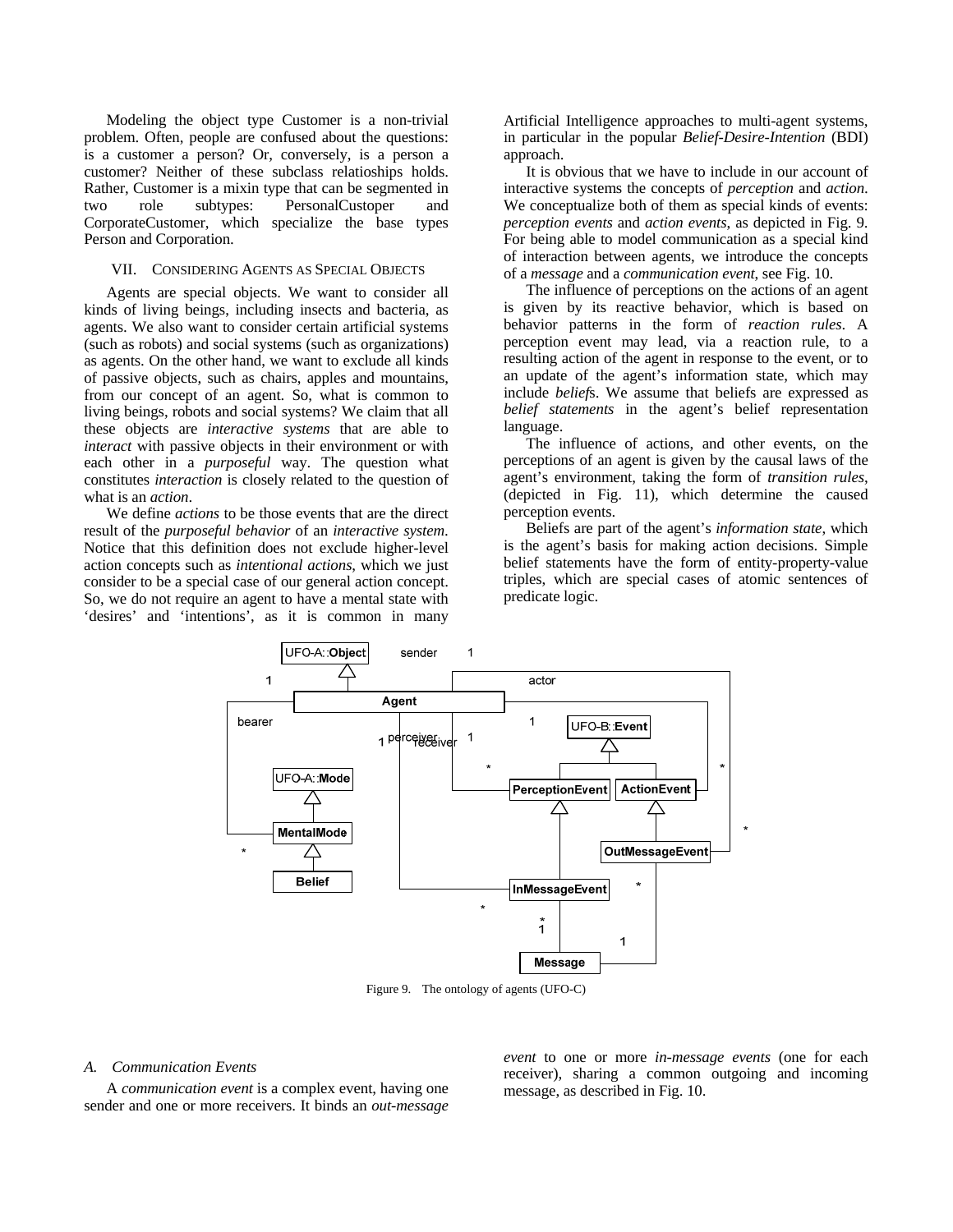Modeling the object type Customer is a non-trivial problem. Often, people are confused about the questions: is a customer a person? Or, conversely, is a person a customer? Neither of these subclass relatioships holds. Rather, Customer is a mixin type that can be segmented in two role subtypes: PersonalCustoper and CorporateCustomer, which specialize the base types Person and Corporation.

## VII. Considering Agents as Special Objects

Agents are special objects. We want to consider all kinds of living beings, including insects and bacteria, as agents. We also want to consider certain artificial systems (such as robots) and social systems (such as organizations) as agents. On the other hand, we want to exclude all kinds of passive objects, such as chairs, apples and mountains, from our concept of an agent. So, what is common to living beings, robots and social systems? We claim that all these objects are *interactive systems* that are able to *interact* with passive objects in their environment or with each other in a *purposeful* way. The question what constitutes *interaction* is closely related to the question of what is an *action*.

We define *actions* to be those events that are the direct result of the *purposeful behavior* of an *interactive system*. Notice that this definition does not exclude higher-level action concepts such as *intentional actions*, which we just consider to be a special case of our general action concept. So, we do not require an agent to have a mental state with 'desires' and 'intentions', as it is common in many Artificial Intelligence approaches to multi-agent systems, in particular in the popular *Belief-Desire-Intention* (BDI) approach.

It is obvious that we have to include in our account of interactive systems the concepts of *perception* and *action*. We conceptualize both of them as special kinds of events: *perception events* and *action events*, as depicted in Fig. 9. For being able to model communication as a special kind of interaction between agents, we introduce the concepts of a *message* and a *communication event*, see Fig. 10.

The influence of perceptions on the actions of an agent is given by its reactive behavior, which is based on behavior patterns in the form of *reaction rules*. A perception event may lead, via a reaction rule, to a resulting action of the agent in response to the event, or to an update of the agent's information state, which may include *belief*s. We assume that beliefs are expressed as *belief statements* in the agent's belief representation language.

The influence of actions, and other events, on the perceptions of an agent is given by the causal laws of the agent's environment, taking the form of *transition rules*, (depicted in Fig. 11), which determine the caused perception events.

Beliefs are part of the agent's *information state*, which is the agent's basis for making action decisions. Simple belief statements have the form of entity-property-value triples, which are special cases of atomic sentences of predicate logic.

UFO-A::Object
sender 1
1
actor
Agent
bearer
1
1 perceiver receiver 1
UFO-B::Event
*
*
UFO-A::Mode
PerceptionEvent
ActionEvent
*
MentalMode
*
OutMessageEvent
Belief
InMessageEvent
*
*
*
1
1
Message

Figure 9. The ontology of agents (UFO-C)

### A. Communication Events

A *communication event* is a complex event, having one sender and one or more receivers. It binds an *out-message event* to one or more *in-message events* (one for each receiver), sharing a common outgoing and incoming message, as described in Fig. 10.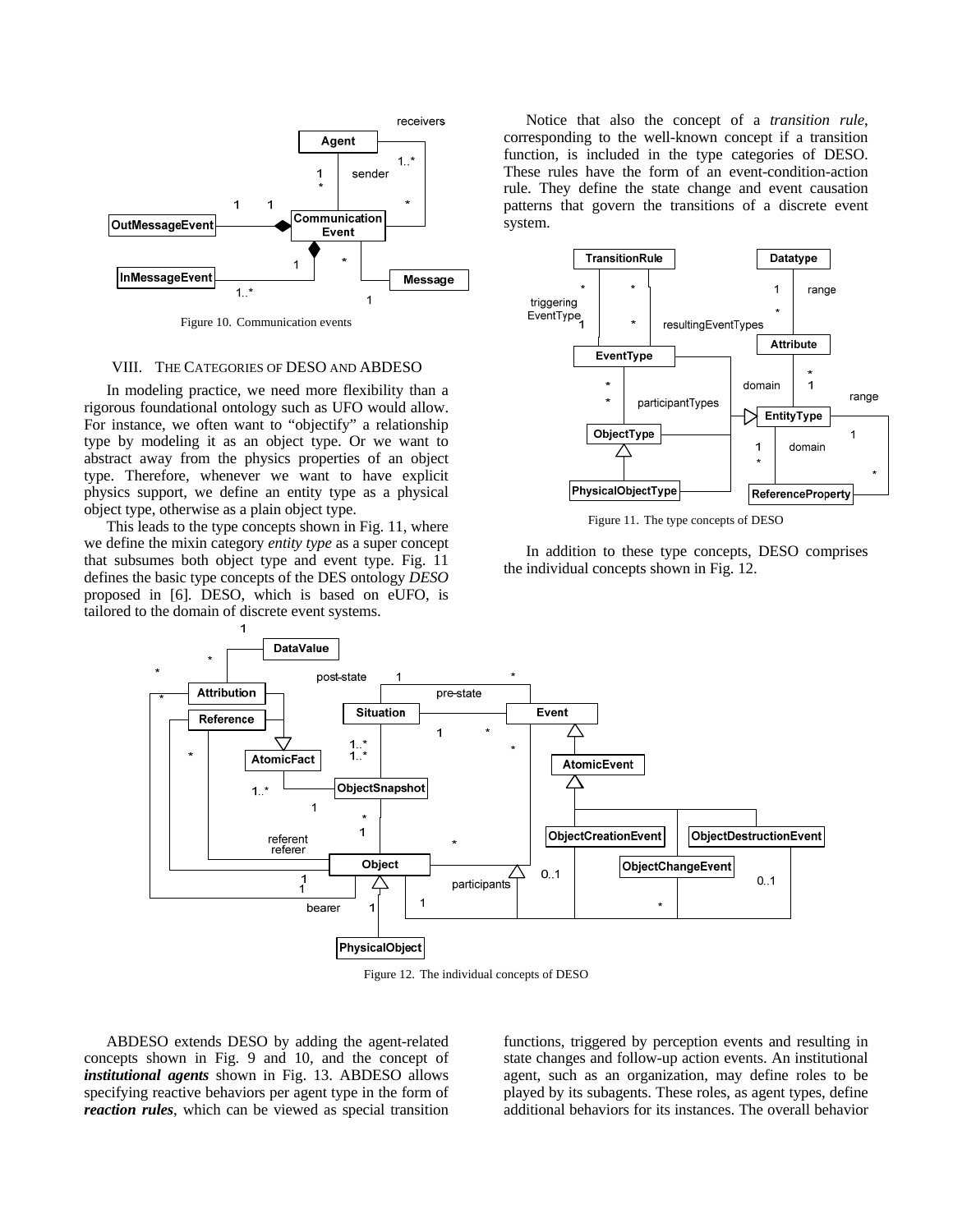Figure 10. Communication events

## VIII. THE CATEGORIES OF DESO AND ABDESO

In modeling practice, we need more flexibility than a rigorous foundational ontology such as UFO would allow. For instance, we often want to "objectify" a relationship type by modeling it as an object type. Or we want to abstract away from the physics properties of an object type. Therefore, whenever we want to have explicit physics support, we define an entity type as a physical object type, otherwise as a plain object type.

This leads to the type concepts shown in Fig. 11, where we define the mixin category *entity type* as a super concept that subsumes both object type and event type. Fig. 11 defines the basic type concepts of the DES ontology *DESO* proposed in [6]. DESO, which is based on eUFO, is tailored to the domain of discrete event systems.

Notice that also the concept of a *transition rule*, corresponding to the well-known concept if a transition function, is included in the type categories of DESO. These rules have the form of an event-condition-action rule. They define the state change and event causation patterns that govern the transitions of a discrete event system.

Figure 11. The type concepts of DESO

In addition to these type concepts, DESO comprises the individual concepts shown in Fig. 12.

Figure 12. The individual concepts of DESO

ABDESO extends DESO by adding the agent-related concepts shown in Fig. 9 and 10, and the concept of ***institutional agents*** shown in Fig. 13. ABDESO allows specifying reactive behaviors per agent type in the form of ***reaction rules***, which can be viewed as special transition functions, triggered by perception events and resulting in state changes and follow-up action events. An institutional agent, such as an organization, may define roles to be played by its subagents. These roles, as agent types, define additional behaviors for its instances. The overall behavior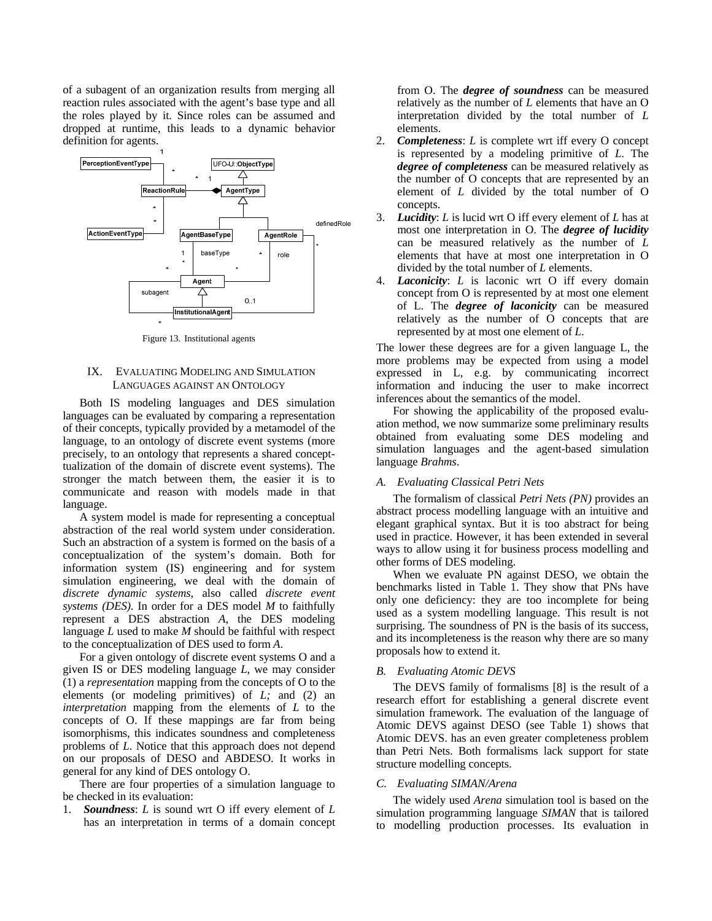of a subagent of an organization results from merging all reaction rules associated with the agent's base type and all the roles played by it. Since roles can be assumed and dropped at runtime, this leads to a dynamic behavior definition for agents.

Figure 13. Institutional agents

## IX. Evaluating Modeling and Simulation Languages against an Ontology

Both IS modeling languages and DES simulation languages can be evaluated by comparing a representation of their concepts, typically provided by a metamodel of the language, to an ontology of discrete event systems (more precisely, to an ontology that represents a shared conceptualization of the domain of discrete event systems). The stronger the match between them, the easier it is to communicate and reason with models made in that language.

A system model is made for representing a conceptual abstraction of the real world system under consideration. Such an abstraction of a system is formed on the basis of a conceptualization of the system's domain. Both for information system (IS) engineering and for system simulation engineering, we deal with the domain of *discrete dynamic systems*, also called *discrete event systems (DES)*. In order for a DES model *M* to faithfully represent a DES abstraction *A*, the DES modeling language *L* used to make *M* should be faithful with respect to the conceptualization of DES used to form *A*.

For a given ontology of discrete event systems O and a given IS or DES modeling language *L*, we may consider (1) a *representation* mapping from the concepts of O to the elements (or modeling primitives) of *L;* and (2) an *interpretation* mapping from the elements of *L* to the concepts of O. If these mappings are far from being isomorphisms, this indicates soundness and completeness problems of *L*. Notice that this approach does not depend on our proposals of DESO and ABDESO. It works in general for any kind of DES ontology O.

There are four properties of a simulation language to be checked in its evaluation:

1. ***Soundness***: *L* is sound wrt O iff every element of *L* has an interpretation in terms of a domain concept from O. The ***degree of soundness*** can be measured relatively as the number of *L* elements that have an O interpretation divided by the total number of *L* elements.
2. ***Completeness***: *L* is complete wrt iff every O concept is represented by a modeling primitive of *L*. The ***degree of completeness*** can be measured relatively as the number of O concepts that are represented by an element of *L* divided by the total number of O concepts.
3. ***Lucidity***: *L* is lucid wrt O iff every element of *L* has at most one interpretation in O. The ***degree of lucidity*** can be measured relatively as the number of *L* elements that have at most one interpretation in O divided by the total number of *L* elements.
4. ***Laconicity***: *L* is laconic wrt O iff every domain concept from O is represented by at most one element of L. The ***degree of laconicity*** can be measured relatively as the number of O concepts that are represented by at most one element of *L*.

The lower these degrees are for a given language L, the more problems may be expected from using a model expressed in L, e.g. by communicating incorrect information and inducing the user to make incorrect inferences about the semantics of the model.

For showing the applicability of the proposed evaluation method, we now summarize some preliminary results obtained from evaluating some DES modeling and simulation languages and the agent-based simulation language *Brahms*.

### A. Evaluating Classical Petri Nets

The formalism of classical *Petri Nets (PN)* provides an abstract process modelling language with an intuitive and elegant graphical syntax. But it is too abstract for being used in practice. However, it has been extended in several ways to allow using it for business process modelling and other forms of DES modeling.

When we evaluate PN against DESO, we obtain the benchmarks listed in Table 1. They show that PNs have only one deficiency: they are too incomplete for being used as a system modelling language. This result is not surprising. The soundness of PN is the basis of its success, and its incompleteness is the reason why there are so many proposals how to extend it.

### B. Evaluating Atomic DEVS

The DEVS family of formalisms [8] is the result of a research effort for establishing a general discrete event simulation framework. The evaluation of the language of Atomic DEVS against DESO (see Table 1) shows that Atomic DEVS. has an even greater completeness problem than Petri Nets. Both formalisms lack support for state structure modelling concepts.

### C. Evaluating SIMAN/Arena

The widely used *Arena* simulation tool is based on the simulation programming language *SIMAN* that is tailored to modelling production processes. Its evaluation in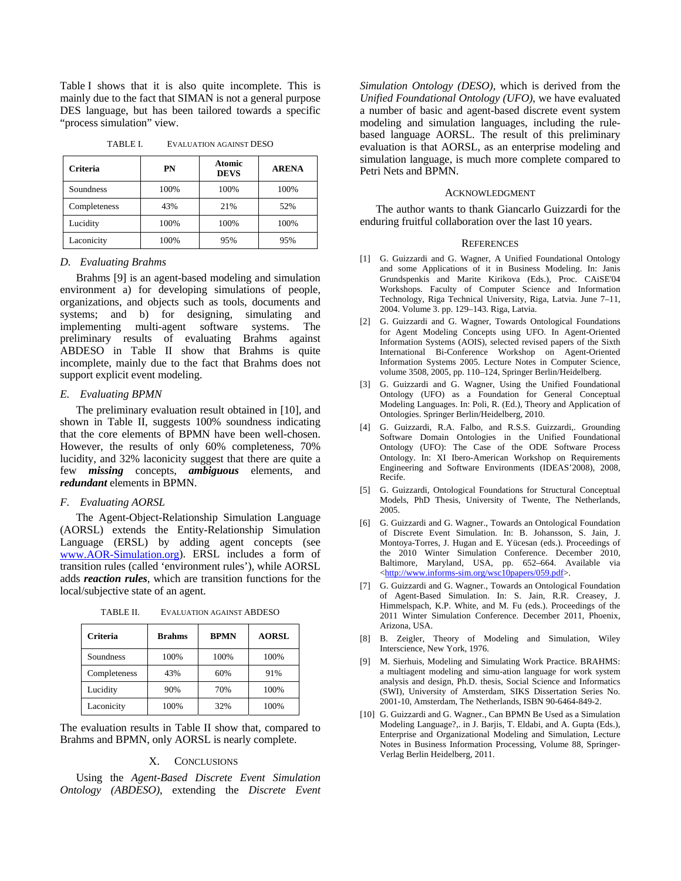Table I shows that it is also quite incomplete. This is mainly due to the fact that SIMAN is not a general purpose DES language, but has been tailored towards a specific "process simulation" view.

TABLE I. EVALUATION AGAINST DESO

| Criteria | PN | Atomic DEVS | ARENA |
|---|---|---|---|
| Soundness | 100% | 100% | 100% |
| Completeness | 43% | 21% | 52% |
| Lucidity | 100% | 100% | 100% |
| Laconicity | 100% | 95% | 95% |

### *D. Evaluating Brahms*

Brahms [9] is an agent-based modeling and simulation environment a) for developing simulations of people, organizations, and objects such as tools, documents and systems; and b) for designing, simulating and implementing multi-agent software systems. The preliminary results of evaluating Brahms against ABDESO in Table II show that Brahms is quite incomplete, mainly due to the fact that Brahms does not support explicit event modeling.

### *E. Evaluating BPMN*

The preliminary evaluation result obtained in [10], and shown in Table II, suggests 100% soundness indicating that the core elements of BPMN have been well-chosen. However, the results of only 60% completeness, 70% lucidity, and 32% laconicity suggest that there are quite a few ***missing*** concepts, ***ambiguous*** elements, and ***redundant*** elements in BPMN.

### *F. Evaluating AORSL*

The Agent-Object-Relationship Simulation Language (AORSL) extends the Entity-Relationship Simulation Language (ERSL) by adding agent concepts (see www.AOR-Simulation.org). ERSL includes a form of transition rules (called 'environment rules'), while AORSL adds ***reaction rules***, which are transition functions for the local/subjective state of an agent.

TABLE II. EVALUATION AGAINST ABDESO

| Criteria | Brahms | BPMN | AORSL |
|---|---|---|---|
| Soundness | 100% | 100% | 100% |
| Completeness | 43% | 60% | 91% |
| Lucidity | 90% | 70% | 100% |
| Laconicity | 100% | 32% | 100% |

The evaluation results in Table II show that, compared to Brahms and BPMN, only AORSL is nearly complete.

## X. CONCLUSIONS

Using the *Agent-Based Discrete Event Simulation Ontology (ABDESO)*, extending the *Discrete Event Simulation Ontology (DESO)*, which is derived from the *Unified Foundational Ontology (UFO)*, we have evaluated a number of basic and agent-based discrete event system modeling and simulation languages, including the rule-based language AORSL. The result of this preliminary evaluation is that AORSL, as an enterprise modeling and simulation language, is much more complete compared to Petri Nets and BPMN.

## ACKNOWLEDGMENT

The author wants to thank Giancarlo Guizzardi for the enduring fruitful collaboration over the last 10 years.

## REFERENCES

[1] G. Guizzardi and G. Wagner, A Unified Foundational Ontology and some Applications of it in Business Modeling. In: Janis Grundspenkis and Marite Kirikova (Eds.), Proc. CAiSE'04 Workshops. Faculty of Computer Science and Information Technology, Riga Technical University, Riga, Latvia. June 7–11, 2004. Volume 3. pp. 129–143. Riga, Latvia.

[2] G. Guizzardi and G. Wagner, Towards Ontological Foundations for Agent Modeling Concepts using UFO. In Agent-Oriented Information Systems (AOIS), selected revised papers of the Sixth International Bi-Conference Workshop on Agent-Oriented Information Systems 2005. Lecture Notes in Computer Science, volume 3508, 2005, pp. 110–124, Springer Berlin/Heidelberg.

[3] G. Guizzardi and G. Wagner, Using the Unified Foundational Ontology (UFO) as a Foundation for General Conceptual Modeling Languages. In: Poli, R. (Ed.), Theory and Application of Ontologies. Springer Berlin/Heidelberg, 2010.

[4] G. Guizzardi, R.A. Falbo, and R.S.S. Guizzardi,. Grounding Software Domain Ontologies in the Unified Foundational Ontology (UFO): The Case of the ODE Software Process Ontology. In: XI Ibero-American Workshop on Requirements Engineering and Software Environments (IDEAS'2008), 2008, Recife.

[5] G. Guizzardi, Ontological Foundations for Structural Conceptual Models, PhD Thesis, University of Twente, The Netherlands, 2005.

[6] G. Guizzardi and G. Wagner., Towards an Ontological Foundation of Discrete Event Simulation. In: B. Johansson, S. Jain, J. Montoya-Torres, J. Hugan and E. Yücesan (eds.). Proceedings of the 2010 Winter Simulation Conference. December 2010, Baltimore, Maryland, USA, pp. 652–664. Available via <http://www.informs-sim.org/wsc10papers/059.pdf>.

[7] G. Guizzardi and G. Wagner., Towards an Ontological Foundation of Agent-Based Simulation. In: S. Jain, R.R. Creasey, J. Himmelspach, K.P. White, and M. Fu (eds.). Proceedings of the 2011 Winter Simulation Conference. December 2011, Phoenix, Arizona, USA.

[8] B. Zeigler, Theory of Modeling and Simulation, Wiley Interscience, New York, 1976.

[9] M. Sierhuis, Modeling and Simulating Work Practice. BRAHMS: a multiagent modeling and simu-ation language for work system analysis and design, Ph.D. thesis, Social Science and Informatics (SWI), University of Amsterdam, SIKS Dissertation Series No. 2001-10, Amsterdam, The Netherlands, ISBN 90-6464-849-2.

[10] G. Guizzardi and G. Wagner., Can BPMN Be Used as a Simulation Modeling Language?,. in J. Barjis, T. Eldabi, and A. Gupta (Eds.), Enterprise and Organizational Modeling and Simulation, Lecture Notes in Business Information Processing, Volume 88, Springer-Verlag Berlin Heidelberg, 2011.